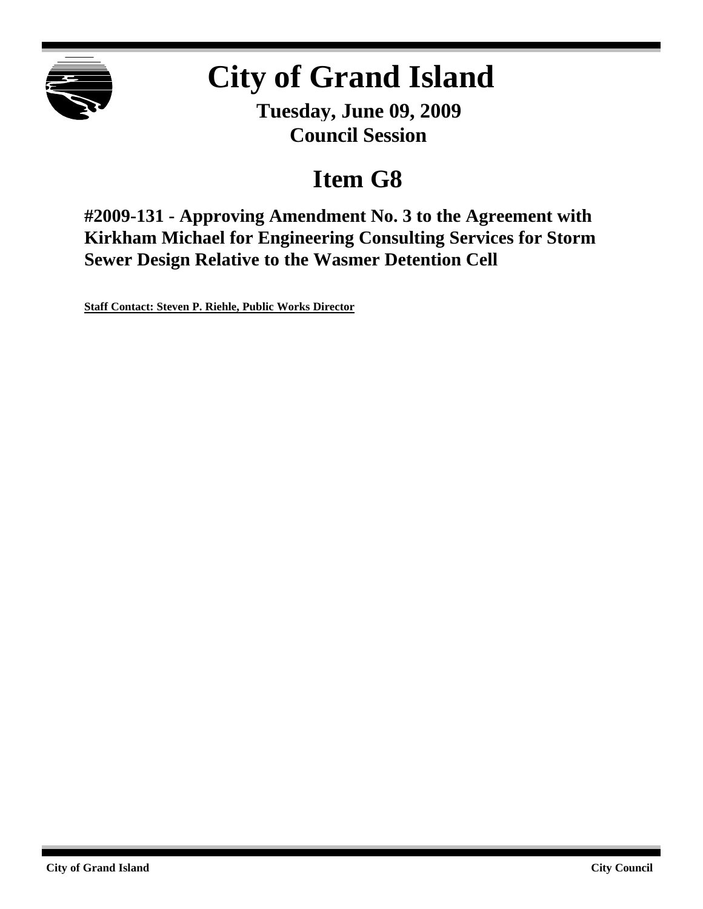# City of Grand Island

**Tuesday, June 09, 2009**
**Council Session**

## Item G8

### #2009-131 - Approving Amendment No. 3 to the Agreement with Kirkham Michael for Engineering Consulting Services for Storm Sewer Design Relative to the Wasmer Detention Cell

**Staff Contact: Steven P. Riehle, Public Works Director**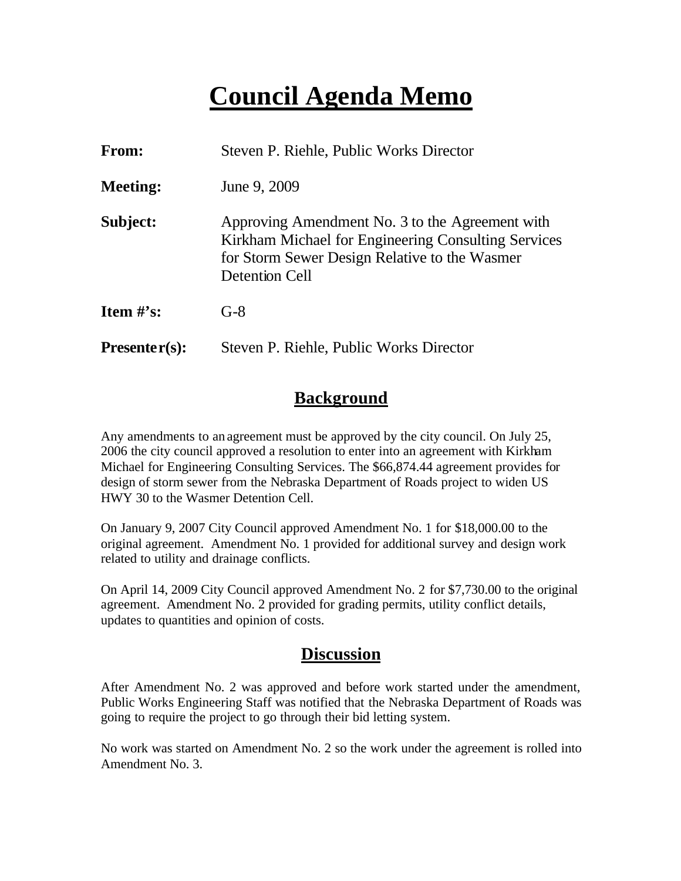# Council Agenda Memo

**From:** Steven P. Riehle, Public Works Director

**Meeting:** June 9, 2009

**Subject:** Approving Amendment No. 3 to the Agreement with Kirkham Michael for Engineering Consulting Services for Storm Sewer Design Relative to the Wasmer Detention Cell

**Item #'s:** G-8

**Presenter(s):** Steven P. Riehle, Public Works Director

## Background

Any amendments to an agreement must be approved by the city council. On July 25, 2006 the city council approved a resolution to enter into an agreement with Kirkham Michael for Engineering Consulting Services. The $66,874.44 agreement provides for design of storm sewer from the Nebraska Department of Roads project to widen US HWY 30 to the Wasmer Detention Cell.

On January 9, 2007 City Council approved Amendment No. 1 for $18,000.00 to the original agreement. Amendment No. 1 provided for additional survey and design work related to utility and drainage conflicts.

On April 14, 2009 City Council approved Amendment No. 2 for $7,730.00 to the original agreement. Amendment No. 2 provided for grading permits, utility conflict details, updates to quantities and opinion of costs.

## Discussion

After Amendment No. 2 was approved and before work started under the amendment, Public Works Engineering Staff was notified that the Nebraska Department of Roads was going to require the project to go through their bid letting system.

No work was started on Amendment No. 2 so the work under the agreement is rolled into Amendment No. 3.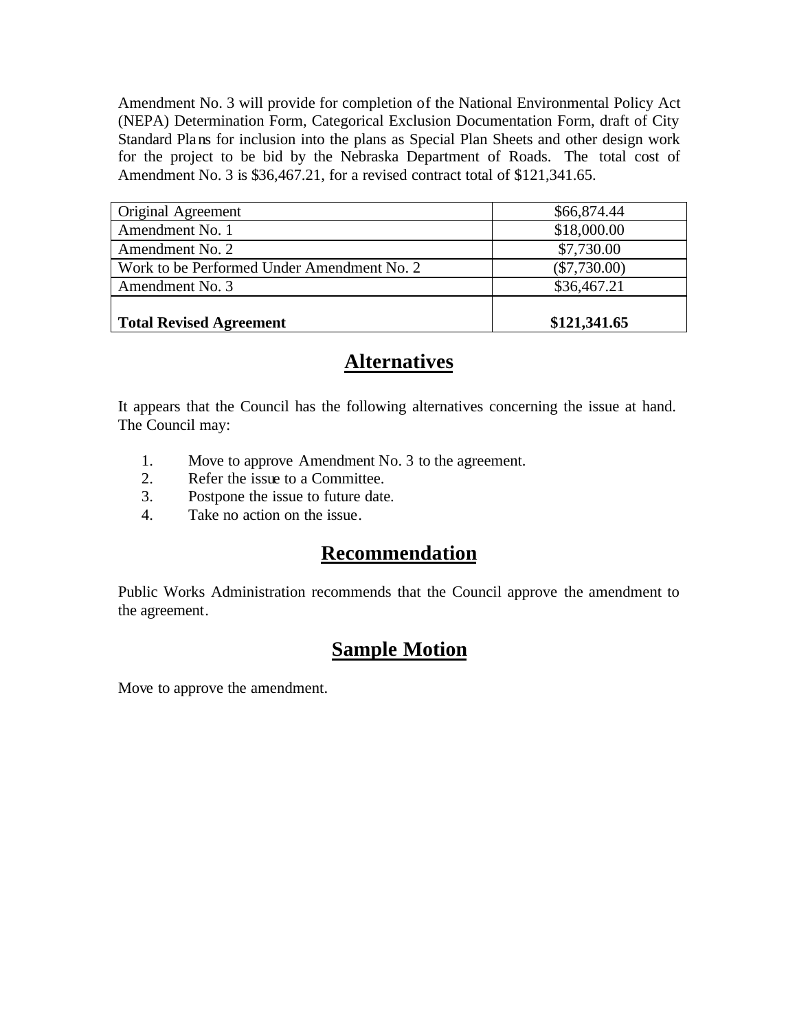Amendment No. 3 will provide for completion of the National Environmental Policy Act (NEPA) Determination Form, Categorical Exclusion Documentation Form, draft of City Standard Plans for inclusion into the plans as Special Plan Sheets and other design work for the project to be bid by the Nebraska Department of Roads. The total cost of Amendment No. 3 is $36,467.21, for a revised contract total of $121,341.65.

| | |
|---|---|
| Original Agreement | $66,874.44 |
| Amendment No. 1 | $18,000.00 |
| Amendment No. 2 | $7,730.00 |
| Work to be Performed Under Amendment No. 2 | ($7,730.00) |
| Amendment No. 3 | $36,467.21 |
| **Total Revised Agreement** | **$121,341.65** |

## Alternatives

It appears that the Council has the following alternatives concerning the issue at hand. The Council may:

1. Move to approve Amendment No. 3 to the agreement.
2. Refer the issue to a Committee.
3. Postpone the issue to future date.
4. Take no action on the issue.

## Recommendation

Public Works Administration recommends that the Council approve the amendment to the agreement.

## Sample Motion

Move to approve the amendment.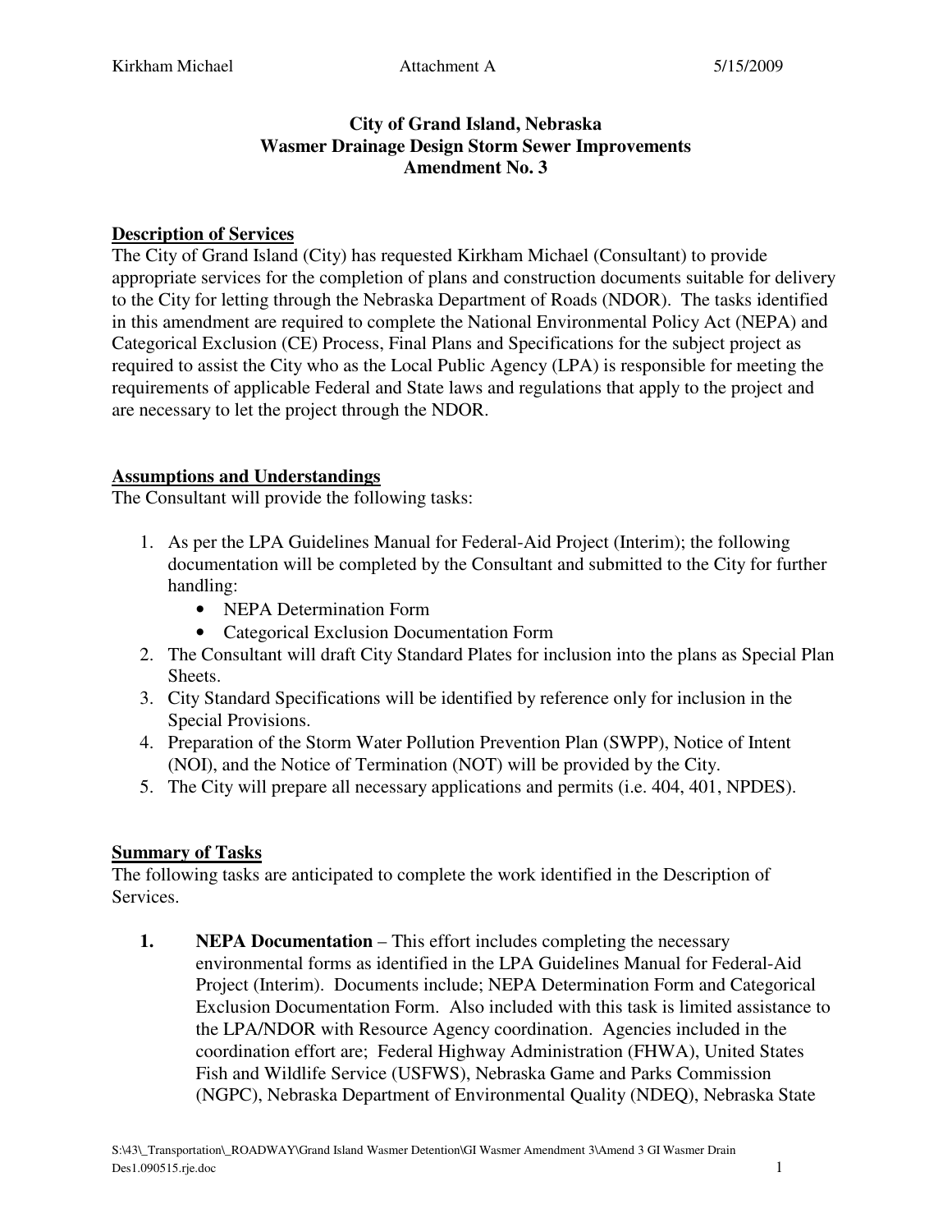# City of Grand Island, Nebraska
# Wasmer Drainage Design Storm Sewer Improvements
# Amendment No. 3

**Description of Services**

The City of Grand Island (City) has requested Kirkham Michael (Consultant) to provide appropriate services for the completion of plans and construction documents suitable for delivery to the City for letting through the Nebraska Department of Roads (NDOR). The tasks identified in this amendment are required to complete the National Environmental Policy Act (NEPA) and Categorical Exclusion (CE) Process, Final Plans and Specifications for the subject project as required to assist the City who as the Local Public Agency (LPA) is responsible for meeting the requirements of applicable Federal and State laws and regulations that apply to the project and are necessary to let the project through the NDOR.

**Assumptions and Understandings**

The Consultant will provide the following tasks:

1. As per the LPA Guidelines Manual for Federal-Aid Project (Interim); the following documentation will be completed by the Consultant and submitted to the City for further handling:
    - NEPA Determination Form
    - Categorical Exclusion Documentation Form
2. The Consultant will draft City Standard Plates for inclusion into the plans as Special Plan Sheets.
3. City Standard Specifications will be identified by reference only for inclusion in the Special Provisions.
4. Preparation of the Storm Water Pollution Prevention Plan (SWPP), Notice of Intent (NOI), and the Notice of Termination (NOT) will be provided by the City.
5. The City will prepare all necessary applications and permits (i.e. 404, 401, NPDES).

**Summary of Tasks**

The following tasks are anticipated to complete the work identified in the Description of Services.

1. **NEPA Documentation** – This effort includes completing the necessary environmental forms as identified in the LPA Guidelines Manual for Federal-Aid Project (Interim). Documents include; NEPA Determination Form and Categorical Exclusion Documentation Form. Also included with this task is limited assistance to the LPA/NDOR with Resource Agency coordination. Agencies included in the coordination effort are; Federal Highway Administration (FHWA), United States Fish and Wildlife Service (USFWS), Nebraska Game and Parks Commission (NGPC), Nebraska Department of Environmental Quality (NDEQ), Nebraska State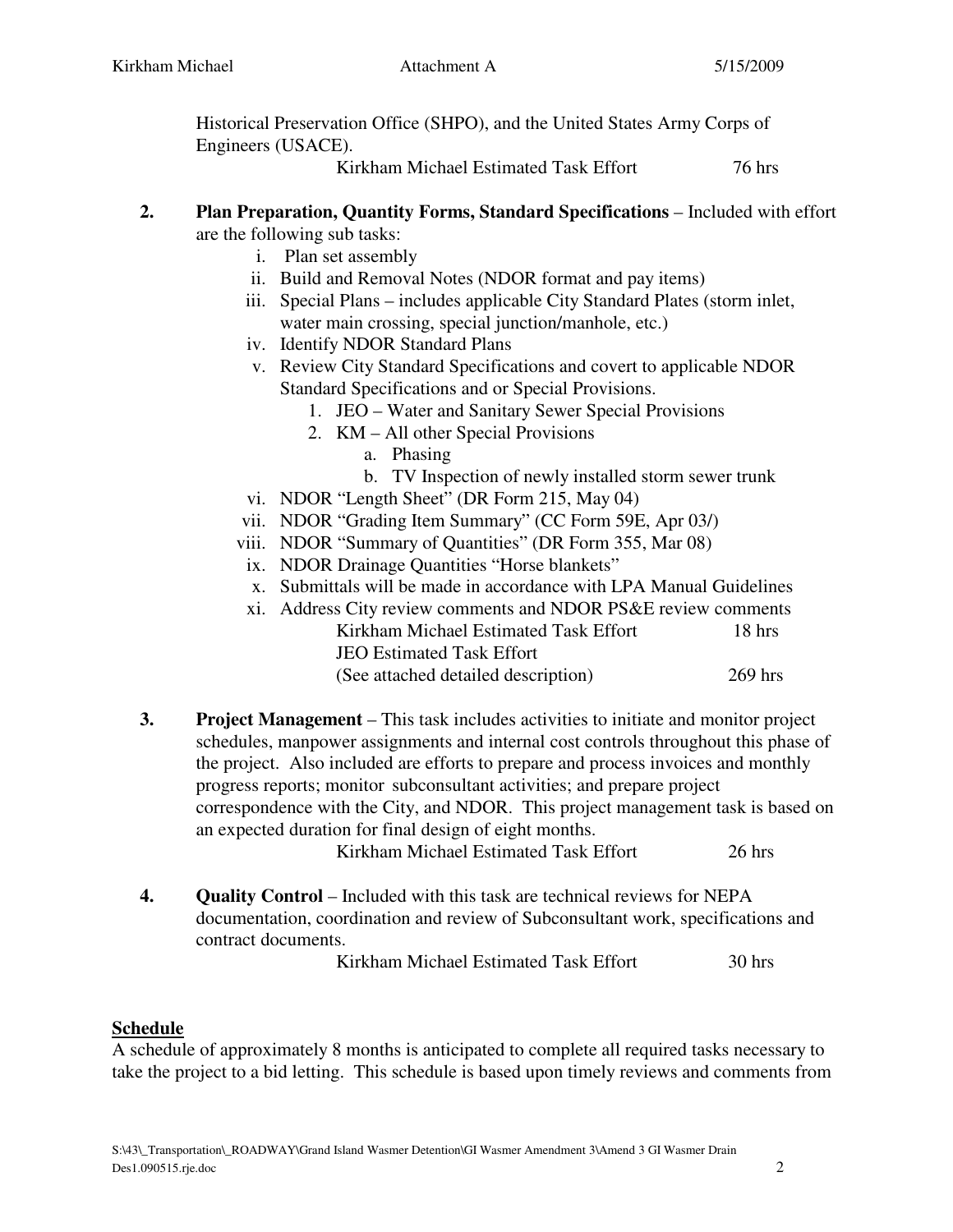Historical Preservation Office (SHPO), and the United States Army Corps of Engineers (USACE).

Kirkham Michael Estimated Task Effort 76 hrs

2. **Plan Preparation, Quantity Forms, Standard Specifications** – Included with effort are the following sub tasks:
   i. Plan set assembly
   ii. Build and Removal Notes (NDOR format and pay items)
   iii. Special Plans – includes applicable City Standard Plates (storm inlet, water main crossing, special junction/manhole, etc.)
   iv. Identify NDOR Standard Plans
   v. Review City Standard Specifications and covert to applicable NDOR Standard Specifications and or Special Provisions.
      1. JEO – Water and Sanitary Sewer Special Provisions
      2. KM – All other Special Provisions
         a. Phasing
         b. TV Inspection of newly installed storm sewer trunk
   vi. NDOR "Length Sheet" (DR Form 215, May 04)
   vii. NDOR "Grading Item Summary" (CC Form 59E, Apr 03/)
   viii. NDOR "Summary of Quantities" (DR Form 355, Mar 08)
   ix. NDOR Drainage Quantities "Horse blankets"
   x. Submittals will be made in accordance with LPA Manual Guidelines
   xi. Address City review comments and NDOR PS&E review comments

   Kirkham Michael Estimated Task Effort 18 hrs
   JEO Estimated Task Effort
   (See attached detailed description) 269 hrs

3. **Project Management** – This task includes activities to initiate and monitor project schedules, manpower assignments and internal cost controls throughout this phase of the project. Also included are efforts to prepare and process invoices and monthly progress reports; monitor subconsultant activities; and prepare project correspondence with the City, and NDOR. This project management task is based on an expected duration for final design of eight months.

   Kirkham Michael Estimated Task Effort 26 hrs

4. **Quality Control** – Included with this task are technical reviews for NEPA documentation, coordination and review of Subconsultant work, specifications and contract documents.

   Kirkham Michael Estimated Task Effort 30 hrs

## Schedule

A schedule of approximately 8 months is anticipated to complete all required tasks necessary to take the project to a bid letting. This schedule is based upon timely reviews and comments from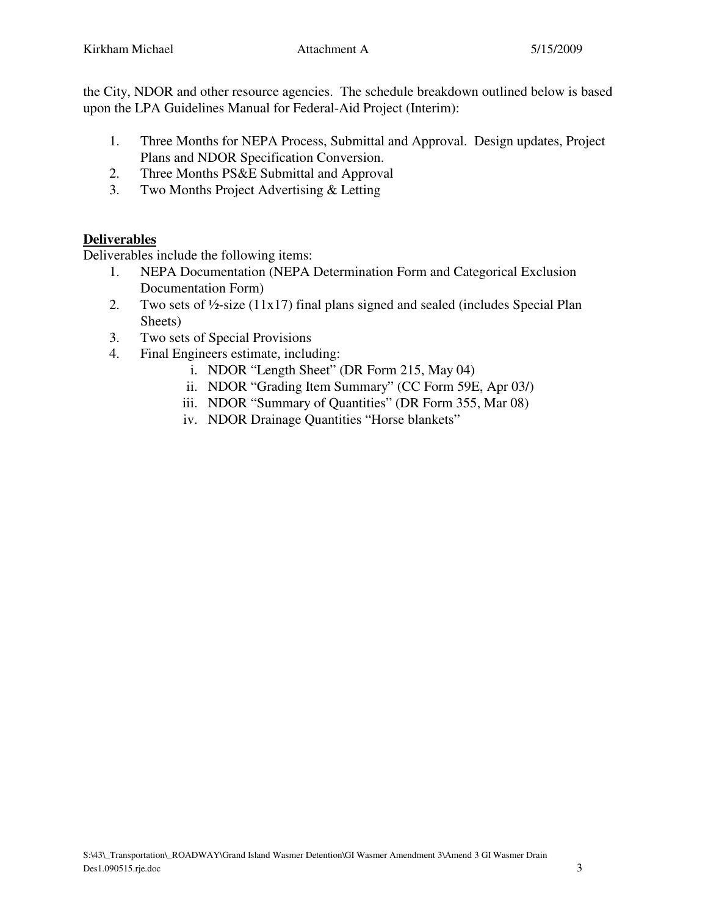the City, NDOR and other resource agencies. The schedule breakdown outlined below is based upon the LPA Guidelines Manual for Federal-Aid Project (Interim):

1. Three Months for NEPA Process, Submittal and Approval. Design updates, Project Plans and NDOR Specification Conversion.
2. Three Months PS&E Submittal and Approval
3. Two Months Project Advertising & Letting

**Deliverables**

Deliverables include the following items:

1. NEPA Documentation (NEPA Determination Form and Categorical Exclusion Documentation Form)
2. Two sets of ½-size (11x17) final plans signed and sealed (includes Special Plan Sheets)
3. Two sets of Special Provisions
4. Final Engineers estimate, including:
   i. NDOR "Length Sheet" (DR Form 215, May 04)
   ii. NDOR "Grading Item Summary" (CC Form 59E, Apr 03/)
   iii. NDOR "Summary of Quantities" (DR Form 355, Mar 08)
   iv. NDOR Drainage Quantities "Horse blankets"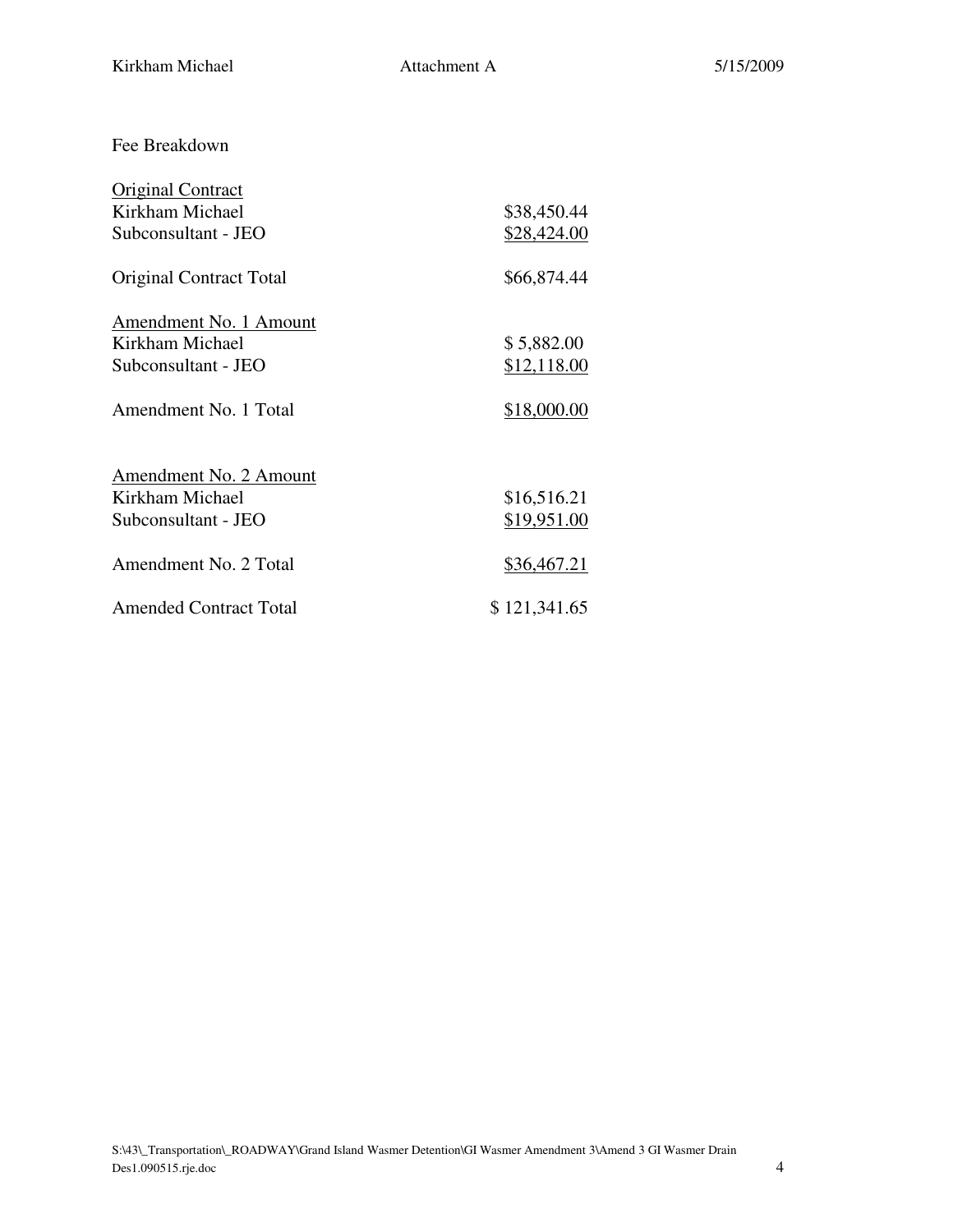Fee Breakdown

| | |
|---|---|
| Original Contract | |
| Kirkham Michael | $38,450.44 |
| Subconsultant - JEO | $28,424.00 |
| Original Contract Total | $66,874.44 |
| Amendment No. 1 Amount | |
| Kirkham Michael | $ 5,882.00 |
| Subconsultant - JEO | $12,118.00 |
| Amendment No. 1 Total | $18,000.00 |
| Amendment No. 2 Amount | |
| Kirkham Michael | $16,516.21 |
| Subconsultant - JEO | $19,951.00 |
| Amendment No. 2 Total | $36,467.21 |
| Amended Contract Total | $ 121,341.65 |

S:\43\_Transportation\_ROADWAY\Grand Island Wasmer Detention\GI Wasmer Amendment 3\Amend 3 GI Wasmer Drain Des1.090515.rje.doc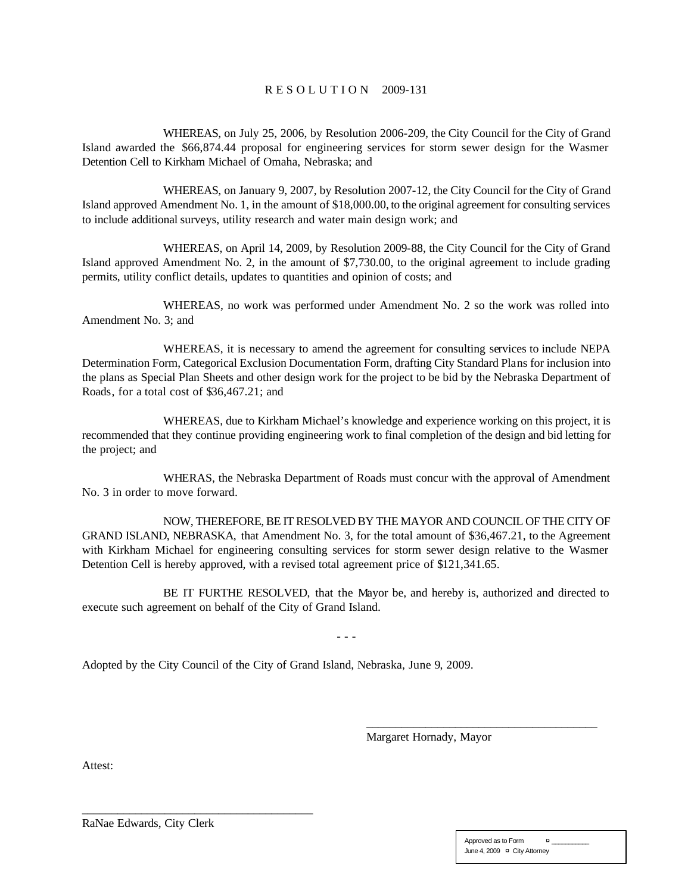# R E S O L U T I O N 2009-131

WHEREAS, on July 25, 2006, by Resolution 2006-209, the City Council for the City of Grand Island awarded the $66,874.44 proposal for engineering services for storm sewer design for the Wasmer Detention Cell to Kirkham Michael of Omaha, Nebraska; and

WHEREAS, on January 9, 2007, by Resolution 2007-12, the City Council for the City of Grand Island approved Amendment No. 1, in the amount of $18,000.00, to the original agreement for consulting services to include additional surveys, utility research and water main design work; and

WHEREAS, on April 14, 2009, by Resolution 2009-88, the City Council for the City of Grand Island approved Amendment No. 2, in the amount of $7,730.00, to the original agreement to include grading permits, utility conflict details, updates to quantities and opinion of costs; and

WHEREAS, no work was performed under Amendment No. 2 so the work was rolled into Amendment No. 3; and

WHEREAS, it is necessary to amend the agreement for consulting services to include NEPA Determination Form, Categorical Exclusion Documentation Form, drafting City Standard Plans for inclusion into the plans as Special Plan Sheets and other design work for the project to be bid by the Nebraska Department of Roads, for a total cost of $36,467.21; and

WHEREAS, due to Kirkham Michael's knowledge and experience working on this project, it is recommended that they continue providing engineering work to final completion of the design and bid letting for the project; and

WHERAS, the Nebraska Department of Roads must concur with the approval of Amendment No. 3 in order to move forward.

NOW, THEREFORE, BE IT RESOLVED BY THE MAYOR AND COUNCIL OF THE CITY OF GRAND ISLAND, NEBRASKA, that Amendment No. 3, for the total amount of $36,467.21, to the Agreement with Kirkham Michael for engineering consulting services for storm sewer design relative to the Wasmer Detention Cell is hereby approved, with a revised total agreement price of $121,341.65.

BE IT FURTHE RESOLVED, that the Mayor be, and hereby is, authorized and directed to execute such agreement on behalf of the City of Grand Island.

- - -

Adopted by the City Council of the City of Grand Island, Nebraska, June 9, 2009.

_______________________________________
Margaret Hornady, Mayor

Attest:

_______________________________________
RaNae Edwards, City Clerk

Approved as to Form ¤ ___________
June 4, 2009 ¤ City Attorney